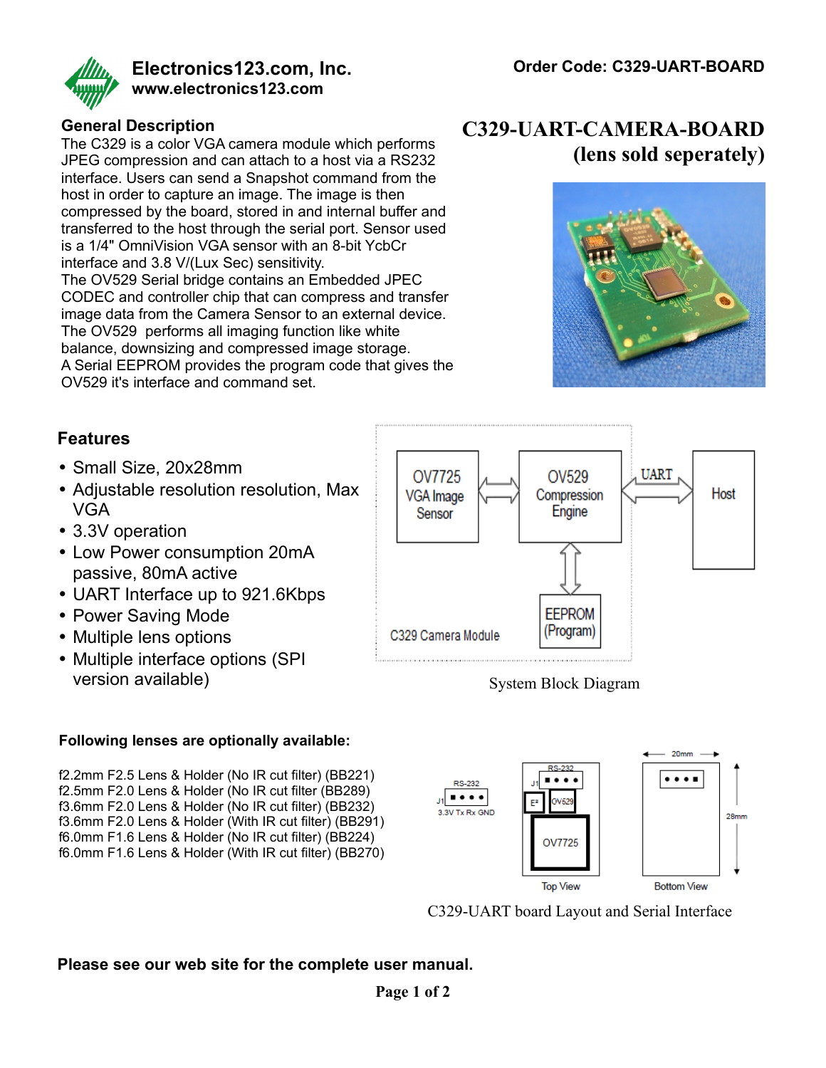**Electronics123.com, Inc.**
**www.electronics123.com**

**Order Code: C329-UART-BOARD**

# C329-UART-CAMERA-BOARD (lens sold seperately)

## General Description

The C329 is a color VGA camera module which performs JPEG compression and can attach to a host via a RS232 interface. Users can send a Snapshot command from the host in order to capture an image. The image is then compressed by the board, stored in and internal buffer and transferred to the host through the serial port. Sensor used is a 1/4" OmniVision VGA sensor with an 8-bit YcbCr interface and 3.8 V/(Lux Sec) sensitivity.
The OV529 Serial bridge contains an Embedded JPEC CODEC and controller chip that can compress and transfer image data from the Camera Sensor to an external device.
The OV529 performs all imaging function like white balance, downsizing and compressed image storage.
A Serial EEPROM provides the program code that gives the OV529 it's interface and command set.

## Features

- Small Size, 20x28mm
- Adjustable resolution resolution, Max VGA
- 3.3V operation
- Low Power consumption 20mA passive, 80mA active
- UART Interface up to 921.6Kbps
- Power Saving Mode
- Multiple lens options
- Multiple interface options (SPI version available)

OV7725 VGA Image Sensor
OV529 Compression Engine
UART
Host
EEPROM (Program)
C329 Camera Module

System Block Diagram

**Following lenses are optionally available:**

f2.2mm F2.5 Lens & Holder (No IR cut filter) (BB221)
f2.5mm F2.0 Lens & Holder (No IR cut filter (BB289)
f3.6mm F2.0 Lens & Holder (No IR cut filter) (BB232)
f3.6mm F2.0 Lens & Holder (With IR cut filter) (BB291)
f6.0mm F1.6 Lens & Holder (No IR cut filter) (BB224)
f6.0mm F1.6 Lens & Holder (With IR cut filter) (BB270)

RS-232
J1
3.3V Tx Rx GND
RS-232
J1
E²
OV529
OV7725
Top View
20mm
28mm
Bottom View

C329-UART board Layout and Serial Interface

**Please see our web site for the complete user manual.**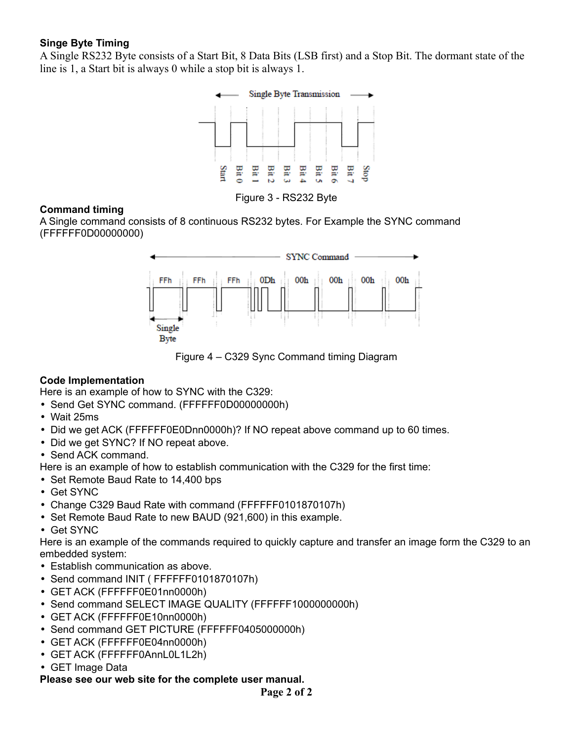**Singe Byte Timing**

A Single RS232 Byte consists of a Start Bit, 8 Data Bits (LSB first) and a Stop Bit. The dormant state of the line is 1, a Start bit is always 0 while a stop bit is always 1.

Single Byte Transmission

Start
Bit 0
Bit 1
Bit 2
Bit 3
Bit 4
Bit 5
Bit 6
Bit 7
Stop

Figure 3 - RS232 Byte

**Command timing**

A Single command consists of 8 continuous RS232 bytes. For Example the SYNC command (FFFFFF0D00000000)

SYNC Command

FFh
FFh
FFh
0Dh
00h
00h
00h
00h

Single Byte

Figure 4 – C329 Sync Command timing Diagram

**Code Implementation**

Here is an example of how to SYNC with the C329:

- Send Get SYNC command. (FFFFFF0D00000000h)
- Wait 25ms
- Did we get ACK (FFFFFF0E0Dnn0000h)? If NO repeat above command up to 60 times.
- Did we get SYNC? If NO repeat above.
- Send ACK command.

Here is an example of how to establish communication with the C329 for the first time:

- Set Remote Baud Rate to 14,400 bps
- Get SYNC
- Change C329 Baud Rate with command (FFFFFF0101870107h)
- Set Remote Baud Rate to new BAUD (921,600) in this example.
- Get SYNC

Here is an example of the commands required to quickly capture and transfer an image form the C329 to an embedded system:

- Establish communication as above.
- Send command INIT ( FFFFFF0101870107h)
- GET ACK (FFFFFF0E01nn0000h)
- Send command SELECT IMAGE QUALITY (FFFFFF1000000000h)
- GET ACK (FFFFFF0E10nn0000h)
- Send command GET PICTURE (FFFFFF0405000000h)
- GET ACK (FFFFFF0E04nn0000h)
- GET ACK (FFFFFF0AnnL0L1L2h)
- GET Image Data

**Please see our web site for the complete user manual.**